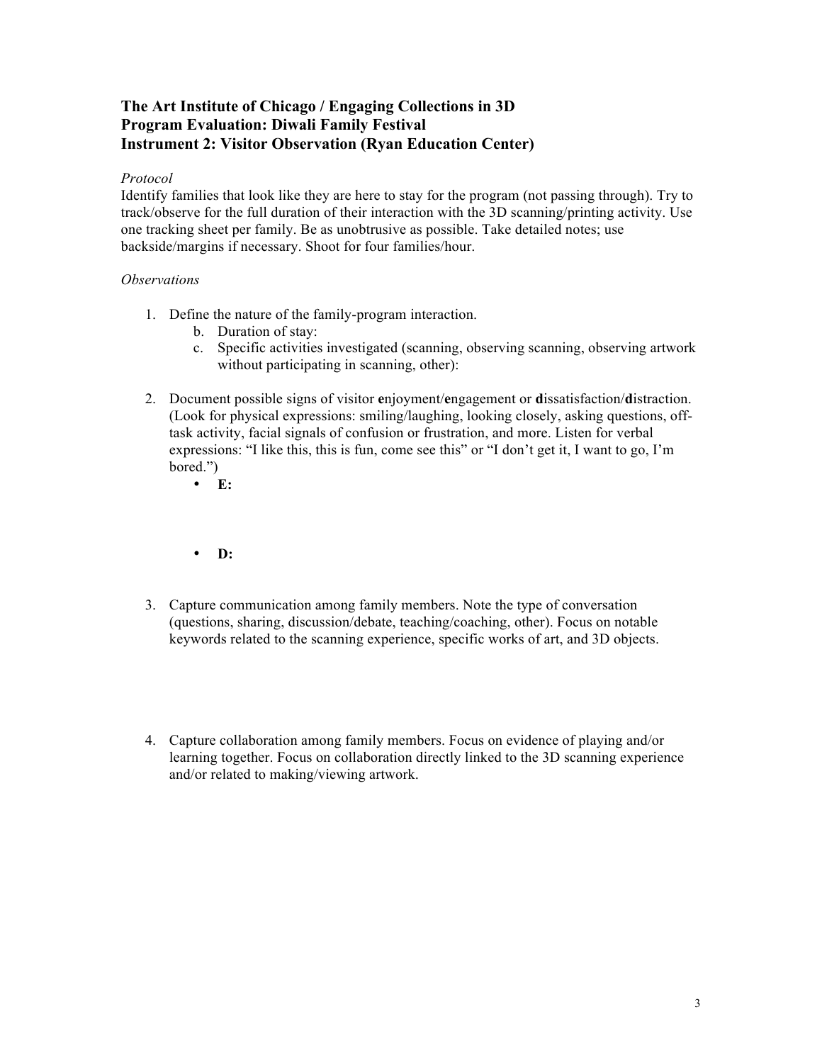**The Art Institute of Chicago / Engaging Collections in 3D**
**Program Evaluation: Diwali Family Festival**
**Instrument 2: Visitor Observation (Ryan Education Center)**

*Protocol*
Identify families that look like they are here to stay for the program (not passing through). Try to track/observe for the full duration of their interaction with the 3D scanning/printing activity. Use one tracking sheet per family. Be as unobtrusive as possible. Take detailed notes; use backside/margins if necessary. Shoot for four families/hour.

*Observations*

1. Define the nature of the family-program interaction.
   b. Duration of stay:
   c. Specific activities investigated (scanning, observing scanning, observing artwork without participating in scanning, other):

2. Document possible signs of visitor **e**njoyment/**e**ngagement or **d**issatisfaction/**d**istraction. (Look for physical expressions: smiling/laughing, looking closely, asking questions, off-task activity, facial signals of confusion or frustration, and more. Listen for verbal expressions: "I like this, this is fun, come see this" or "I don't get it, I want to go, I'm bored.")
   - **E:**
   - **D:**

3. Capture communication among family members. Note the type of conversation (questions, sharing, discussion/debate, teaching/coaching, other). Focus on notable keywords related to the scanning experience, specific works of art, and 3D objects.

4. Capture collaboration among family members. Focus on evidence of playing and/or learning together. Focus on collaboration directly linked to the 3D scanning experience and/or related to making/viewing artwork.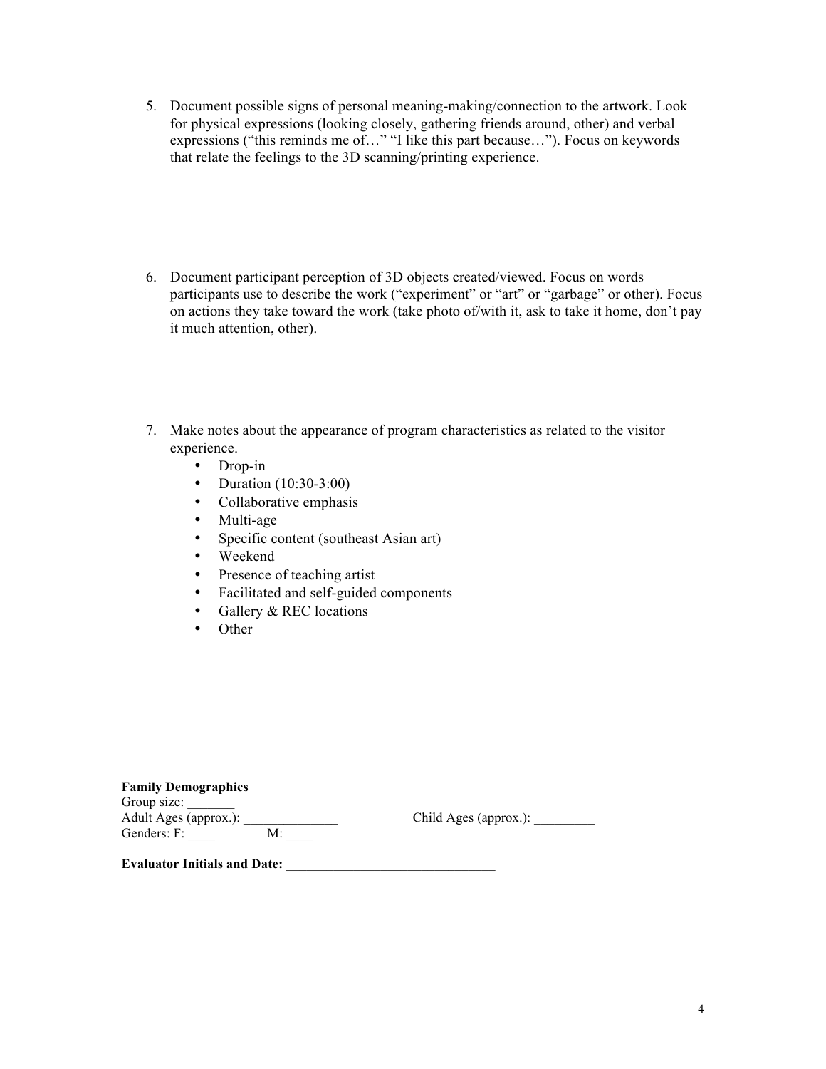5. Document possible signs of personal meaning-making/connection to the artwork. Look for physical expressions (looking closely, gathering friends around, other) and verbal expressions ("this reminds me of…" "I like this part because…"). Focus on keywords that relate the feelings to the 3D scanning/printing experience.

6. Document participant perception of 3D objects created/viewed. Focus on words participants use to describe the work ("experiment" or "art" or "garbage" or other). Focus on actions they take toward the work (take photo of/with it, ask to take it home, don't pay it much attention, other).

7. Make notes about the appearance of program characteristics as related to the visitor experience.
   - Drop-in
   - Duration (10:30-3:00)
   - Collaborative emphasis
   - Multi-age
   - Specific content (southeast Asian art)
   - Weekend
   - Presence of teaching artist
   - Facilitated and self-guided components
   - Gallery & REC locations
   - Other

**Family Demographics**

Group size: _______

Adult Ages (approx.): ______________ Child Ages (approx.): _________

Genders: F: ____ M: ____

**Evaluator Initials and Date:** ______________________________